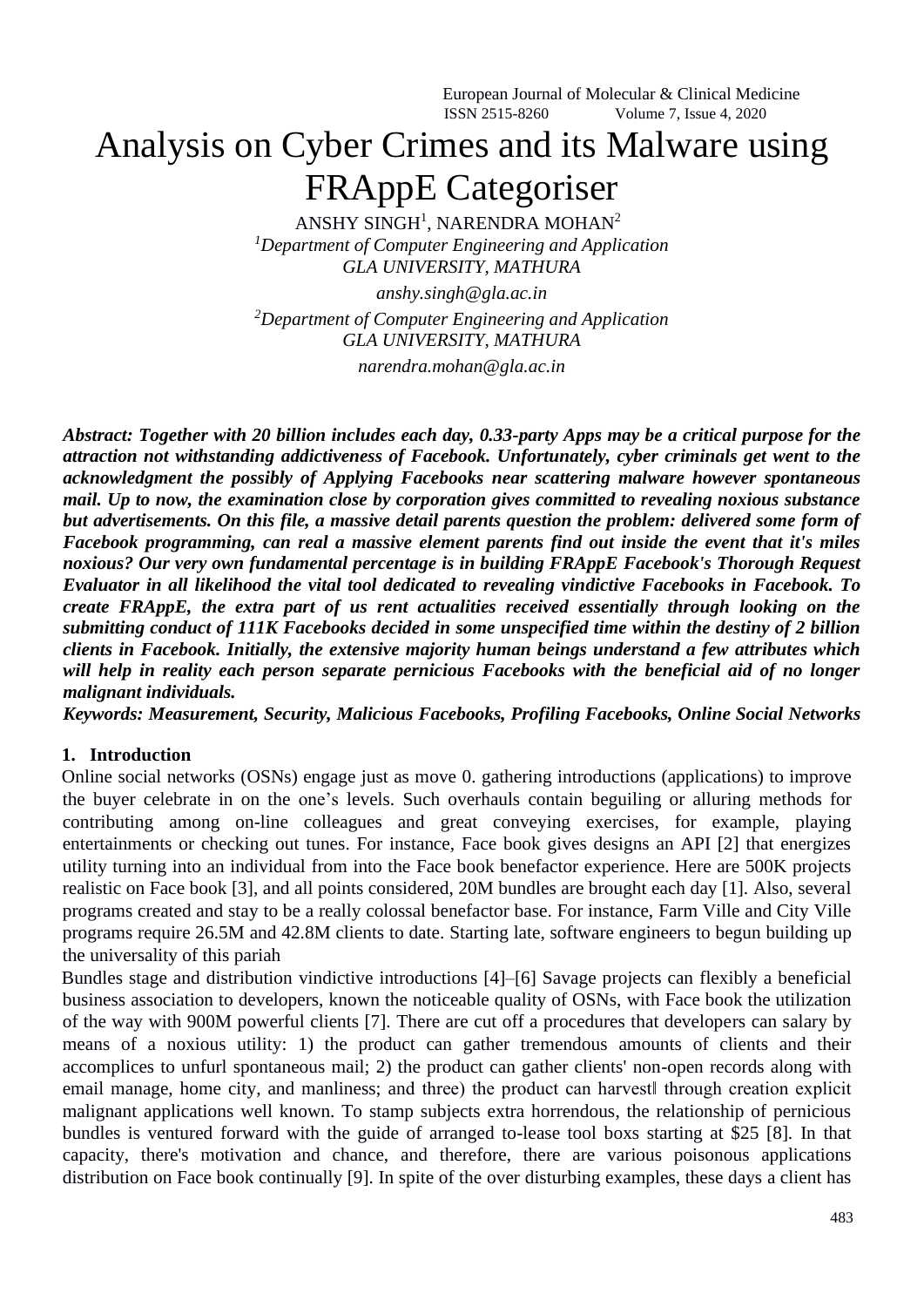# Analysis on Cyber Crimes and its Malware using FRAppE Categoriser

ANSHY SINGH[1], NARENDRA MOHAN[2]

[1]*Department of Computer Engineering and Application*
*GLA UNIVERSITY, MATHURA*
*anshy.singh@gla.ac.in*

[2]*Department of Computer Engineering and Application*
*GLA UNIVERSITY, MATHURA*
*narendra.mohan@gla.ac.in*

***Abstract: Together with 20 billion includes each day, 0.33-party Apps may be a critical purpose for the attraction not withstanding addictiveness of Facebook. Unfortunately, cyber criminals get went to the acknowledgment the possibly of Applying Facebooks near scattering malware however spontaneous mail. Up to now, the examination close by corporation gives committed to revealing noxious substance but advertisements. On this file, a massive detail parents question the problem: delivered some form of Facebook programming, can real a massive element parents find out inside the event that it's miles noxious? Our very own fundamental percentage is in building FRAppE Facebook's Thorough Request Evaluator in all likelihood the vital tool dedicated to revealing vindictive Facebooks in Facebook. To create FRAppE, the extra part of us rent actualities received essentially through looking on the submitting conduct of 111K Facebooks decided in some unspecified time within the destiny of 2 billion clients in Facebook. Initially, the extensive majority human beings understand a few attributes which will help in reality each person separate pernicious Facebooks with the beneficial aid of no longer malignant individuals.***

***Keywords: Measurement, Security, Malicious Facebooks, Profiling Facebooks, Online Social Networks***

## 1. Introduction

Online social networks (OSNs) engage just as move 0. gathering introductions (applications) to improve the buyer celebrate in on the one's levels. Such overhauls contain beguiling or alluring methods for contributing among on-line colleagues and great conveying exercises, for example, playing entertainments or checking out tunes. For instance, Face book gives designs an API [2] that energizes utility turning into an individual from into the Face book benefactor experience. Here are 500K projects realistic on Face book [3], and all points considered, 20M bundles are brought each day [1]. Also, several programs created and stay to be a really colossal benefactor base. For instance, Farm Ville and City Ville programs require 26.5M and 42.8M clients to date. Starting late, software engineers to begun building up the universality of this pariah

Bundles stage and distribution vindictive introductions [4]–[6] Savage projects can flexibly a beneficial business association to developers, known the noticeable quality of OSNs, with Face book the utilization of the way with 900M powerful clients [7]. There are cut off a procedures that developers can salary by means of a noxious utility: 1) the product can gather tremendous amounts of clients and their accomplices to unfurl spontaneous mail; 2) the product can gather clients' non-open records along with email manage, home city, and manliness; and three) the product can harvest‖ through creation explicit malignant applications well known. To stamp subjects extra horrendous, the relationship of pernicious bundles is ventured forward with the guide of arranged to-lease tool boxs starting at $25 [8]. In that capacity, there's motivation and chance, and therefore, there are various poisonous applications distribution on Face book continually [9]. In spite of the over disturbing examples, these days a client has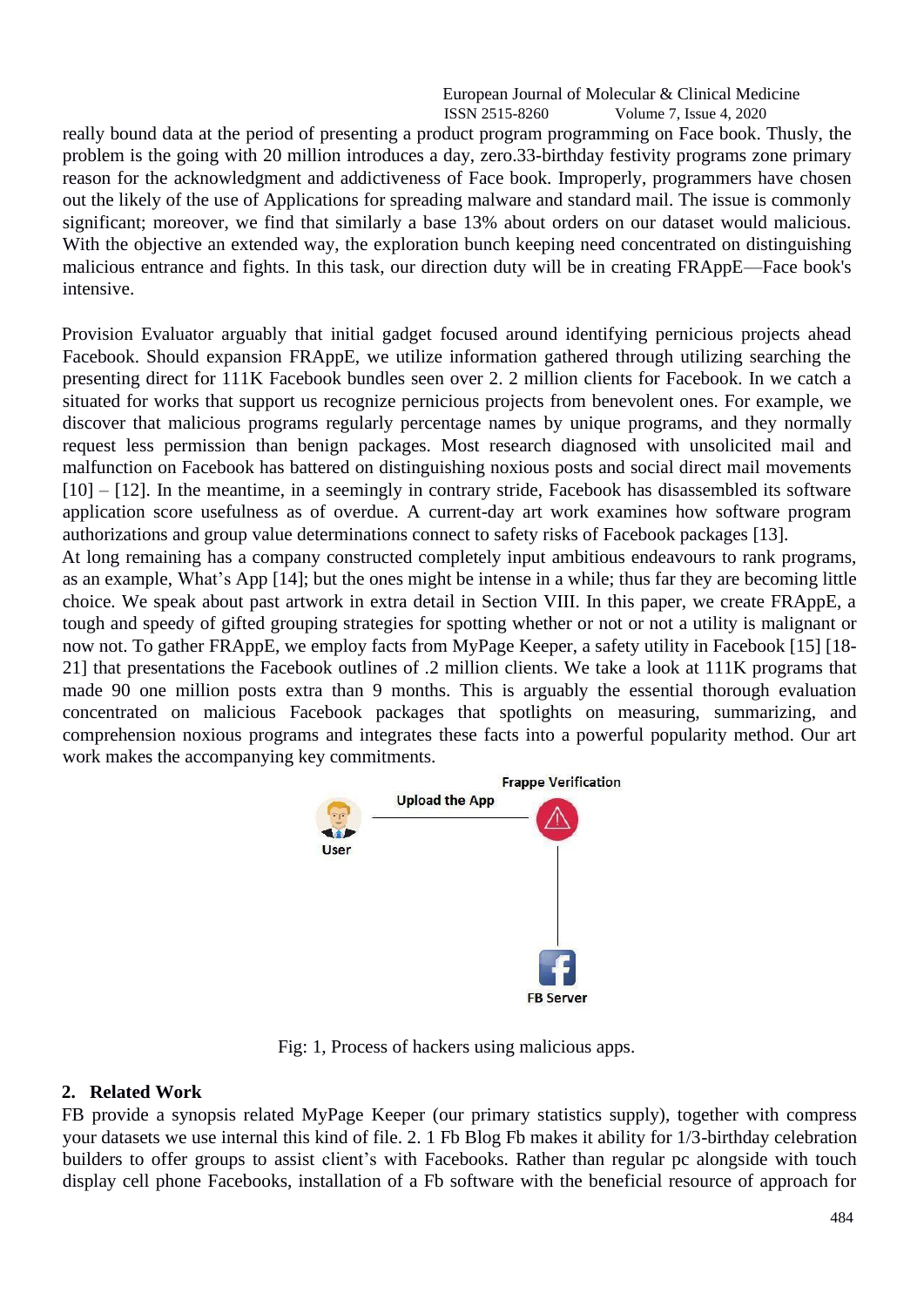really bound data at the period of presenting a product program programming on Face book. Thusly, the problem is the going with 20 million introduces a day, zero.33-birthday festivity programs zone primary reason for the acknowledgment and addictiveness of Face book. Improperly, programmers have chosen out the likely of the use of Applications for spreading malware and standard mail. The issue is commonly significant; moreover, we find that similarly a base 13% about orders on our dataset would malicious. With the objective an extended way, the exploration bunch keeping need concentrated on distinguishing malicious entrance and fights. In this task, our direction duty will be in creating FRAppE—Face book's intensive.

Provision Evaluator arguably that initial gadget focused around identifying pernicious projects ahead Facebook. Should expansion FRAppE, we utilize information gathered through utilizing searching the presenting direct for 111K Facebook bundles seen over 2. 2 million clients for Facebook. In we catch a situated for works that support us recognize pernicious projects from benevolent ones. For example, we discover that malicious programs regularly percentage names by unique programs, and they normally request less permission than benign packages. Most research diagnosed with unsolicited mail and malfunction on Facebook has battered on distinguishing noxious posts and social direct mail movements [10] – [12]. In the meantime, in a seemingly in contrary stride, Facebook has disassembled its software application score usefulness as of overdue. A current-day art work examines how software program authorizations and group value determinations connect to safety risks of Facebook packages [13].
At long remaining has a company constructed completely input ambitious endeavours to rank programs, as an example, What's App [14]; but the ones might be intense in a while; thus far they are becoming little choice. We speak about past artwork in extra detail in Section VIII. In this paper, we create FRAppE, a tough and speedy of gifted grouping strategies for spotting whether or not or not a utility is malignant or now not. To gather FRAppE, we employ facts from MyPage Keeper, a safety utility in Facebook [15] [18-21] that presentations the Facebook outlines of .2 million clients. We take a look at 111K programs that made 90 one million posts extra than 9 months. This is arguably the essential thorough evaluation concentrated on malicious Facebook packages that spotlights on measuring, summarizing, and comprehension noxious programs and integrates these facts into a powerful popularity method. Our art work makes the accompanying key commitments.

Fig: 1, Process of hackers using malicious apps.

## 2. Related Work

FB provide a synopsis related MyPage Keeper (our primary statistics supply), together with compress your datasets we use internal this kind of file. 2. 1 Fb Blog Fb makes it ability for 1/3-birthday celebration builders to offer groups to assist client's with Facebooks. Rather than regular pc alongside with touch display cell phone Facebooks, installation of a Fb software with the beneficial resource of approach for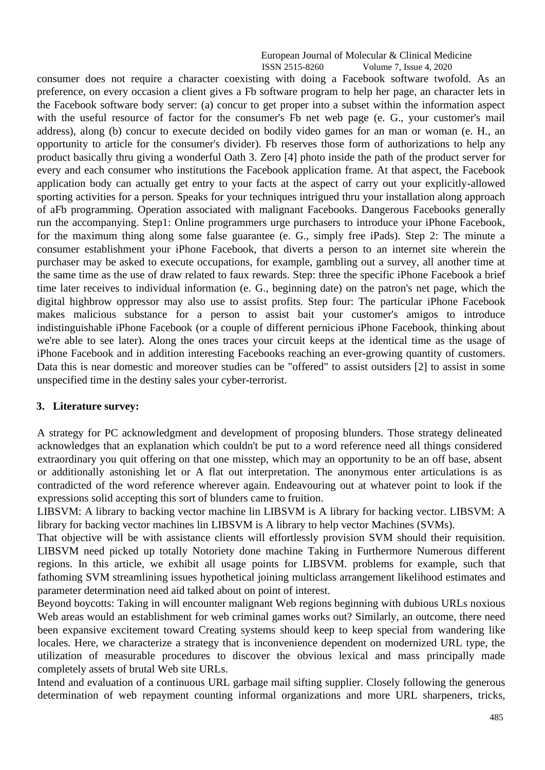consumer does not require a character coexisting with doing a Facebook software twofold. As an preference, on every occasion a client gives a Fb software program to help her page, an character lets in the Facebook software body server: (a) concur to get proper into a subset within the information aspect with the useful resource of factor for the consumer's Fb net web page (e. G., your customer's mail address), along (b) concur to execute decided on bodily video games for an man or woman (e. H., an opportunity to article for the consumer's divider). Fb reserves those form of authorizations to help any product basically thru giving a wonderful Oath 3. Zero [4] photo inside the path of the product server for every and each consumer who institutions the Facebook application frame. At that aspect, the Facebook application body can actually get entry to your facts at the aspect of carry out your explicitly-allowed sporting activities for a person. Speaks for your techniques intrigued thru your installation along approach of aFb programming. Operation associated with malignant Facebooks. Dangerous Facebooks generally run the accompanying. Step1: Online programmers urge purchasers to introduce your iPhone Facebook, for the maximum thing along some false guarantee (e. G., simply free iPads). Step 2: The minute a consumer establishment your iPhone Facebook, that diverts a person to an internet site wherein the purchaser may be asked to execute occupations, for example, gambling out a survey, all another time at the same time as the use of draw related to faux rewards. Step: three the specific iPhone Facebook a brief time later receives to individual information (e. G., beginning date) on the patron's net page, which the digital highbrow oppressor may also use to assist profits. Step four: The particular iPhone Facebook makes malicious substance for a person to assist bait your customer's amigos to introduce indistinguishable iPhone Facebook (or a couple of different pernicious iPhone Facebook, thinking about we're able to see later). Along the ones traces your circuit keeps at the identical time as the usage of iPhone Facebook and in addition interesting Facebooks reaching an ever-growing quantity of customers. Data this is near domestic and moreover studies can be "offered" to assist outsiders [2] to assist in some unspecified time in the destiny sales your cyber-terrorist.

## 3. Literature survey:

A strategy for PC acknowledgment and development of proposing blunders. Those strategy delineated acknowledges that an explanation which couldn't be put to a word reference need all things considered extraordinary you quit offering on that one misstep, which may an opportunity to be an off base, absent or additionally astonishing let or A flat out interpretation. The anonymous enter articulations is as contradicted of the word reference wherever again. Endeavouring out at whatever point to look if the expressions solid accepting this sort of blunders came to fruition.

LIBSVM: A library to backing vector machine lin LIBSVM is A library for backing vector. LIBSVM: A library for backing vector machines lin LIBSVM is A library to help vector Machines (SVMs).

That objective will be with assistance clients will effortlessly provision SVM should their requisition. LIBSVM need picked up totally Notoriety done machine Taking in Furthermore Numerous different regions. In this article, we exhibit all usage points for LIBSVM. problems for example, such that fathoming SVM streamlining issues hypothetical joining multiclass arrangement likelihood estimates and parameter determination need aid talked about on point of interest.

Beyond boycotts: Taking in will encounter malignant Web regions beginning with dubious URLs noxious Web areas would an establishment for web criminal games works out? Similarly, an outcome, there need been expansive excitement toward Creating systems should keep to keep special from wandering like locales. Here, we characterize a strategy that is inconvenience dependent on modernized URL type, the utilization of measurable procedures to discover the obvious lexical and mass principally made completely assets of brutal Web site URLs.

Intend and evaluation of a continuous URL garbage mail sifting supplier. Closely following the generous determination of web repayment counting informal organizations and more URL sharpeners, tricks,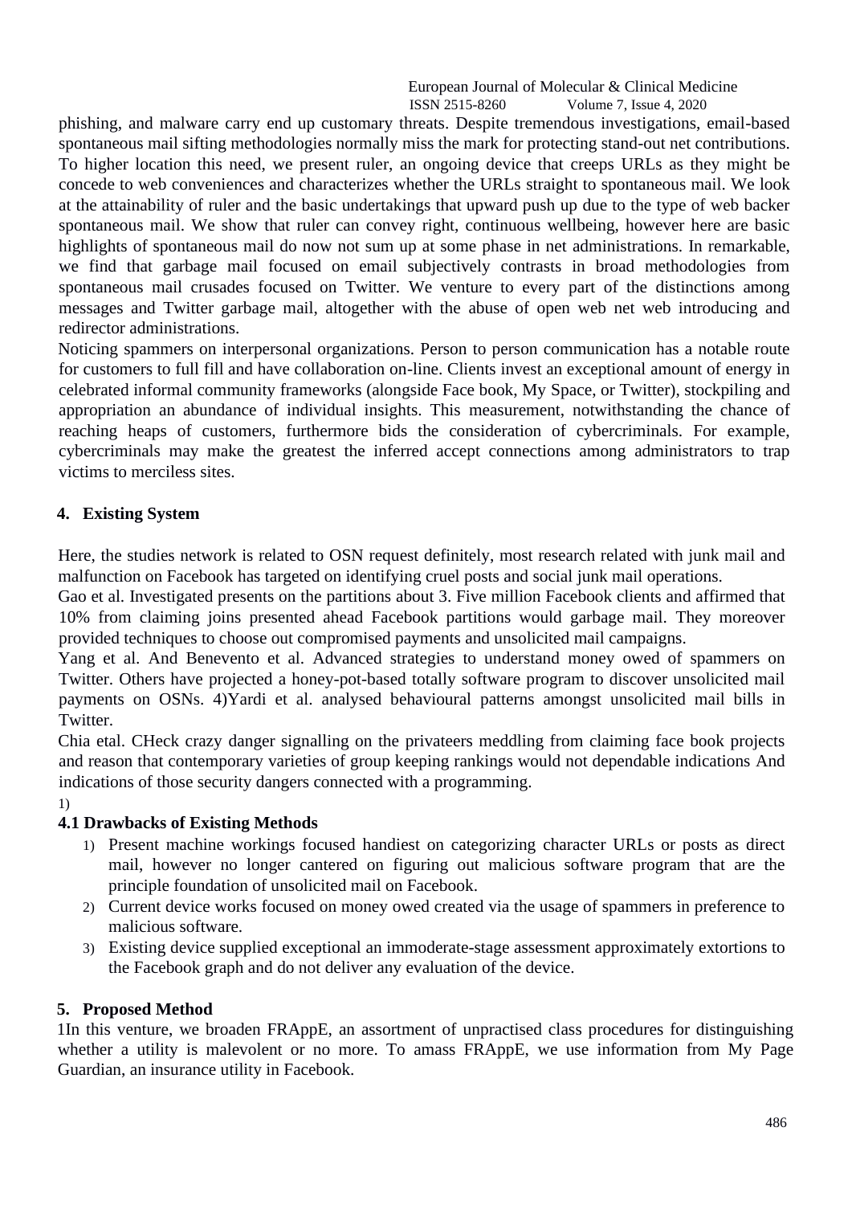phishing, and malware carry end up customary threats. Despite tremendous investigations, email-based spontaneous mail sifting methodologies normally miss the mark for protecting stand-out net contributions. To higher location this need, we present ruler, an ongoing device that creeps URLs as they might be concede to web conveniences and characterizes whether the URLs straight to spontaneous mail. We look at the attainability of ruler and the basic undertakings that upward push up due to the type of web backer spontaneous mail. We show that ruler can convey right, continuous wellbeing, however here are basic highlights of spontaneous mail do now not sum up at some phase in net administrations. In remarkable, we find that garbage mail focused on email subjectively contrasts in broad methodologies from spontaneous mail crusades focused on Twitter. We venture to every part of the distinctions among messages and Twitter garbage mail, altogether with the abuse of open web net web introducing and redirector administrations.

Noticing spammers on interpersonal organizations. Person to person communication has a notable route for customers to full fill and have collaboration on-line. Clients invest an exceptional amount of energy in celebrated informal community frameworks (alongside Face book, My Space, or Twitter), stockpiling and appropriation an abundance of individual insights. This measurement, notwithstanding the chance of reaching heaps of customers, furthermore bids the consideration of cybercriminals. For example, cybercriminals may make the greatest the inferred accept connections among administrators to trap victims to merciless sites.

## 4. Existing System

Here, the studies network is related to OSN request definitely, most research related with junk mail and malfunction on Facebook has targeted on identifying cruel posts and social junk mail operations.

Gao et al. Investigated presents on the partitions about 3. Five million Facebook clients and affirmed that 10% from claiming joins presented ahead Facebook partitions would garbage mail. They moreover provided techniques to choose out compromised payments and unsolicited mail campaigns.

Yang et al. And Benevento et al. Advanced strategies to understand money owed of spammers on Twitter. Others have projected a honey-pot-based totally software program to discover unsolicited mail payments on OSNs. 4)Yardi et al. analysed behavioural patterns amongst unsolicited mail bills in Twitter.

Chia etal. CHeck crazy danger signalling on the privateers meddling from claiming face book projects and reason that contemporary varieties of group keeping rankings would not dependable indications And indications of those security dangers connected with a programming.

1)

### 4.1 Drawbacks of Existing Methods

1) Present machine workings focused handiest on categorizing character URLs or posts as direct mail, however no longer cantered on figuring out malicious software program that are the principle foundation of unsolicited mail on Facebook.
2) Current device works focused on money owed created via the usage of spammers in preference to malicious software.
3) Existing device supplied exceptional an immoderate-stage assessment approximately extortions to the Facebook graph and do not deliver any evaluation of the device.

## 5. Proposed Method

1In this venture, we broaden FRAppE, an assortment of unpractised class procedures for distinguishing whether a utility is malevolent or no more. To amass FRAppE, we use information from My Page Guardian, an insurance utility in Facebook.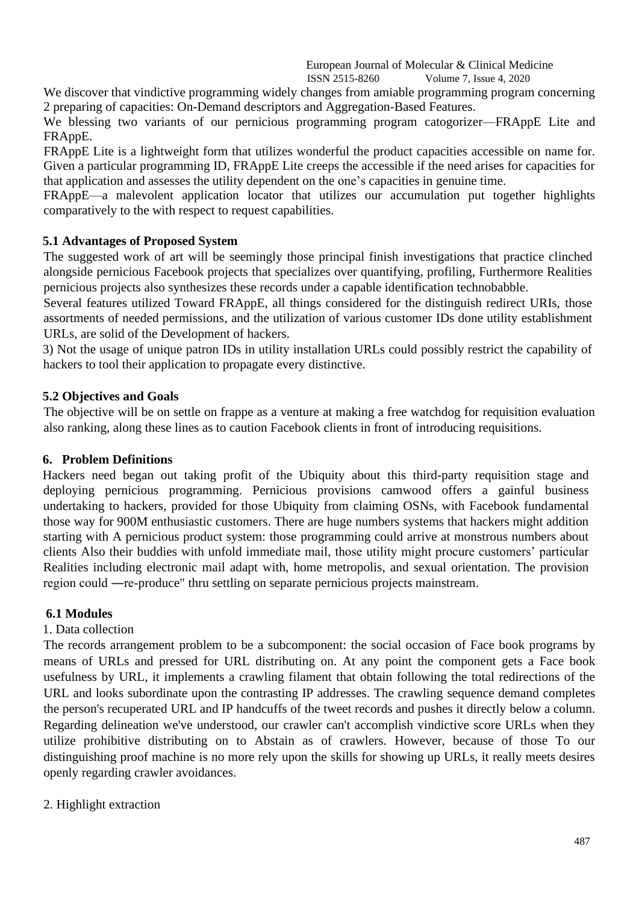We discover that vindictive programming widely changes from amiable programming program concerning 2 preparing of capacities: On-Demand descriptors and Aggregation-Based Features.

We blessing two variants of our pernicious programming program catogorizer—FRAppE Lite and FRAppE.

FRAppE Lite is a lightweight form that utilizes wonderful the product capacities accessible on name for. Given a particular programming ID, FRAppE Lite creeps the accessible if the need arises for capacities for that application and assesses the utility dependent on the one's capacities in genuine time.

FRAppE—a malevolent application locator that utilizes our accumulation put together highlights comparatively to the with respect to request capabilities.

### 5.1 Advantages of Proposed System

The suggested work of art will be seemingly those principal finish investigations that practice clinched alongside pernicious Facebook projects that specializes over quantifying, profiling, Furthermore Realities pernicious projects also synthesizes these records under a capable identification technobabble.

Several features utilized Toward FRAppE, all things considered for the distinguish redirect URIs, those assortments of needed permissions, and the utilization of various customer IDs done utility establishment URLs, are solid of the Development of hackers.

3) Not the usage of unique patron IDs in utility installation URLs could possibly restrict the capability of hackers to tool their application to propagate every distinctive.

### 5.2 Objectives and Goals

The objective will be on settle on frappe as a venture at making a free watchdog for requisition evaluation also ranking, along these lines as to caution Facebook clients in front of introducing requisitions.

## 6. Problem Definitions

Hackers need began out taking profit of the Ubiquity about this third-party requisition stage and deploying pernicious programming. Pernicious provisions camwood offers a gainful business undertaking to hackers, provided for those Ubiquity from claiming OSNs, with Facebook fundamental those way for 900M enthusiastic customers. There are huge numbers systems that hackers might addition starting with A pernicious product system: those programming could arrive at monstrous numbers about clients Also their buddies with unfold immediate mail, those utility might procure customers' particular Realities including electronic mail adapt with, home metropolis, and sexual orientation. The provision region could ―re-produce" thru settling on separate pernicious projects mainstream.

### 6.1 Modules

1. Data collection

The records arrangement problem to be a subcomponent: the social occasion of Face book programs by means of URLs and pressed for URL distributing on. At any point the component gets a Face book usefulness by URL, it implements a crawling filament that obtain following the total redirections of the URL and looks subordinate upon the contrasting IP addresses. The crawling sequence demand completes the person's recuperated URL and IP handcuffs of the tweet records and pushes it directly below a column. Regarding delineation we've understood, our crawler can't accomplish vindictive score URLs when they utilize prohibitive distributing on to Abstain as of crawlers. However, because of those To our distinguishing proof machine is no more rely upon the skills for showing up URLs, it really meets desires openly regarding crawler avoidances.

2. Highlight extraction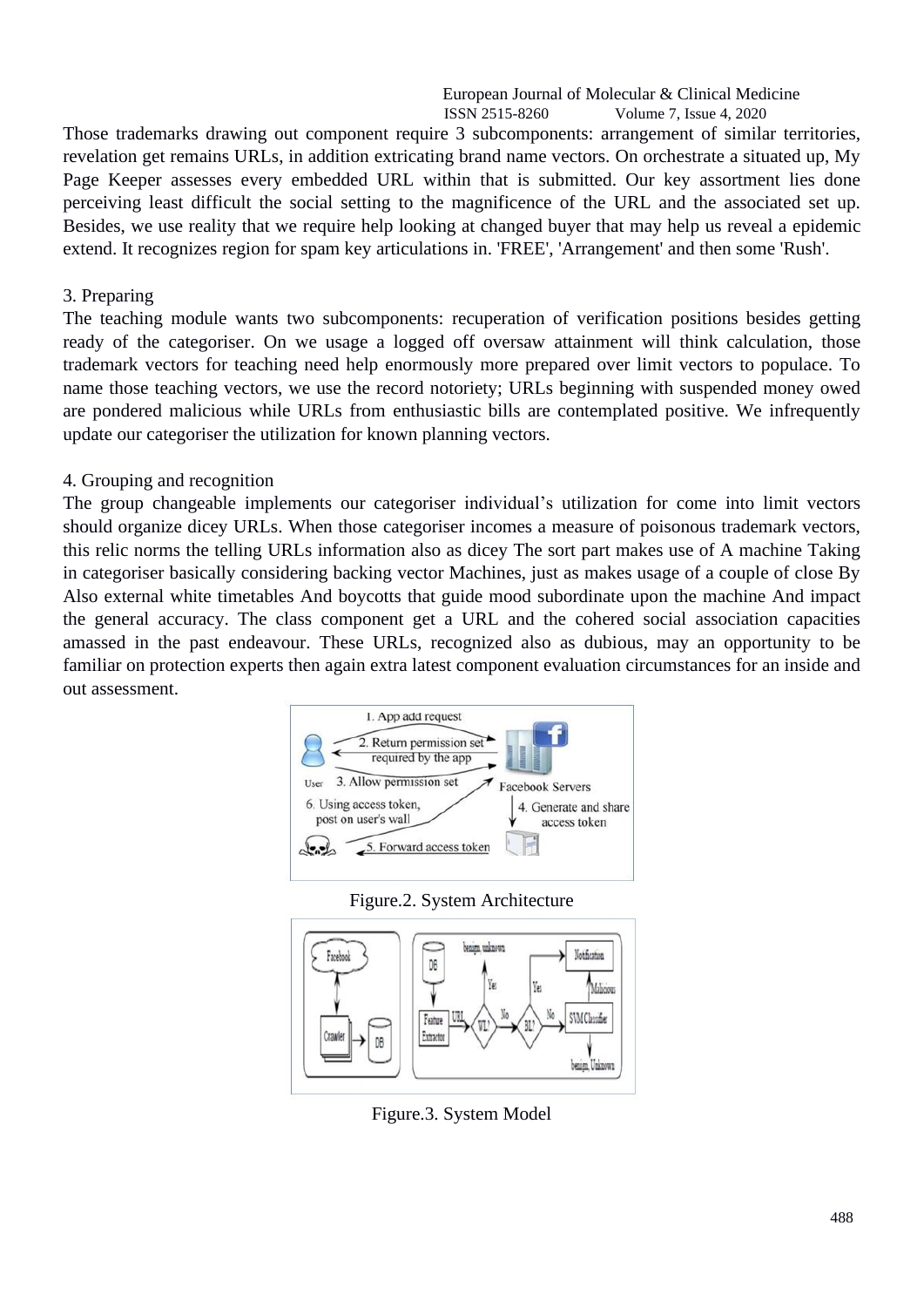Those trademarks drawing out component require 3 subcomponents: arrangement of similar territories, revelation get remains URLs, in addition extricating brand name vectors. On orchestrate a situated up, My Page Keeper assesses every embedded URL within that is submitted. Our key assortment lies done perceiving least difficult the social setting to the magnificence of the URL and the associated set up. Besides, we use reality that we require help looking at changed buyer that may help us reveal a epidemic extend. It recognizes region for spam key articulations in. 'FREE', 'Arrangement' and then some 'Rush'.

3. Preparing

The teaching module wants two subcomponents: recuperation of verification positions besides getting ready of the categoriser. On we usage a logged off oversaw attainment will think calculation, those trademark vectors for teaching need help enormously more prepared over limit vectors to populace. To name those teaching vectors, we use the record notoriety; URLs beginning with suspended money owed are pondered malicious while URLs from enthusiastic bills are contemplated positive. We infrequently update our categoriser the utilization for known planning vectors.

4. Grouping and recognition

The group changeable implements our categoriser individual's utilization for come into limit vectors should organize dicey URLs. When those categoriser incomes a measure of poisonous trademark vectors, this relic norms the telling URLs information also as dicey The sort part makes use of A machine Taking in categoriser basically considering backing vector Machines, just as makes usage of a couple of close By Also external white timetables And boycotts that guide mood subordinate upon the machine And impact the general accuracy. The class component get a URL and the cohered social association capacities amassed in the past endeavour. These URLs, recognized also as dubious, may an opportunity to be familiar on protection experts then again extra latest component evaluation circumstances for an inside and out assessment.

Figure.2. System Architecture

Figure.3. System Model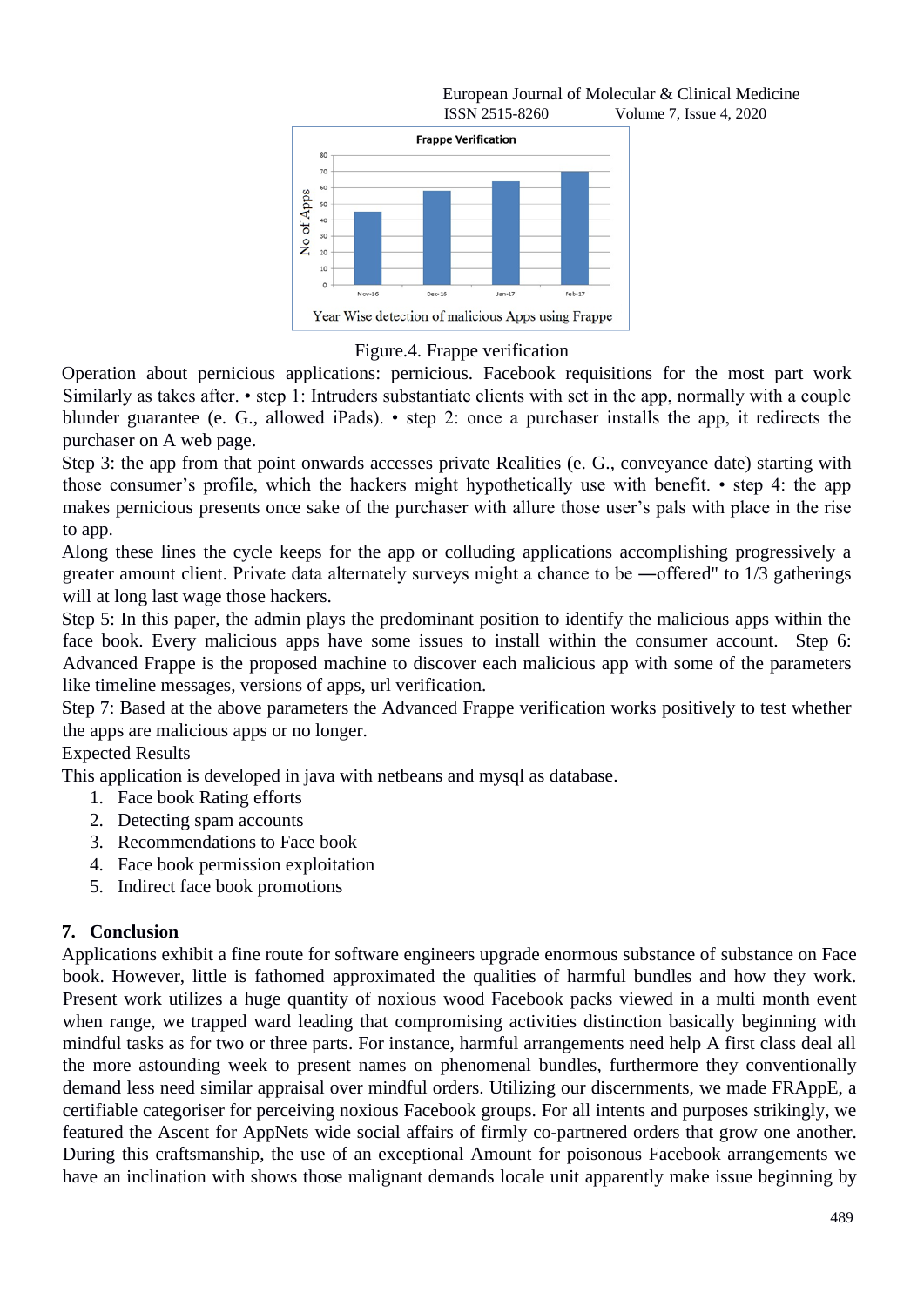Figure.4. Frappe verification

Operation about pernicious applications: pernicious. Facebook requisitions for the most part work Similarly as takes after. • step 1: Intruders substantiate clients with set in the app, normally with a couple blunder guarantee (e. G., allowed iPads). • step 2: once a purchaser installs the app, it redirects the purchaser on A web page.

Step 3: the app from that point onwards accesses private Realities (e. G., conveyance date) starting with those consumer's profile, which the hackers might hypothetically use with benefit. • step 4: the app makes pernicious presents once sake of the purchaser with allure those user's pals with place in the rise to app.

Along these lines the cycle keeps for the app or colluding applications accomplishing progressively a greater amount client. Private data alternately surveys might a chance to be ―offered" to 1/3 gatherings will at long last wage those hackers.

Step 5: In this paper, the admin plays the predominant position to identify the malicious apps within the face book. Every malicious apps have some issues to install within the consumer account. Step 6: Advanced Frappe is the proposed machine to discover each malicious app with some of the parameters like timeline messages, versions of apps, url verification.

Step 7: Based at the above parameters the Advanced Frappe verification works positively to test whether the apps are malicious apps or no longer.

Expected Results

This application is developed in java with netbeans and mysql as database.

1. Face book Rating efforts
2. Detecting spam accounts
3. Recommendations to Face book
4. Face book permission exploitation
5. Indirect face book promotions

## 7. Conclusion

Applications exhibit a fine route for software engineers upgrade enormous substance of substance on Face book. However, little is fathomed approximated the qualities of harmful bundles and how they work. Present work utilizes a huge quantity of noxious wood Facebook packs viewed in a multi month event when range, we trapped ward leading that compromising activities distinction basically beginning with mindful tasks as for two or three parts. For instance, harmful arrangements need help A first class deal all the more astounding week to present names on phenomenal bundles, furthermore they conventionally demand less need similar appraisal over mindful orders. Utilizing our discernments, we made FRAppE, a certifiable categoriser for perceiving noxious Facebook groups. For all intents and purposes strikingly, we featured the Ascent for AppNets wide social affairs of firmly co-partnered orders that grow one another. During this craftsmanship, the use of an exceptional Amount for poisonous Facebook arrangements we have an inclination with shows those malignant demands locale unit apparently make issue beginning by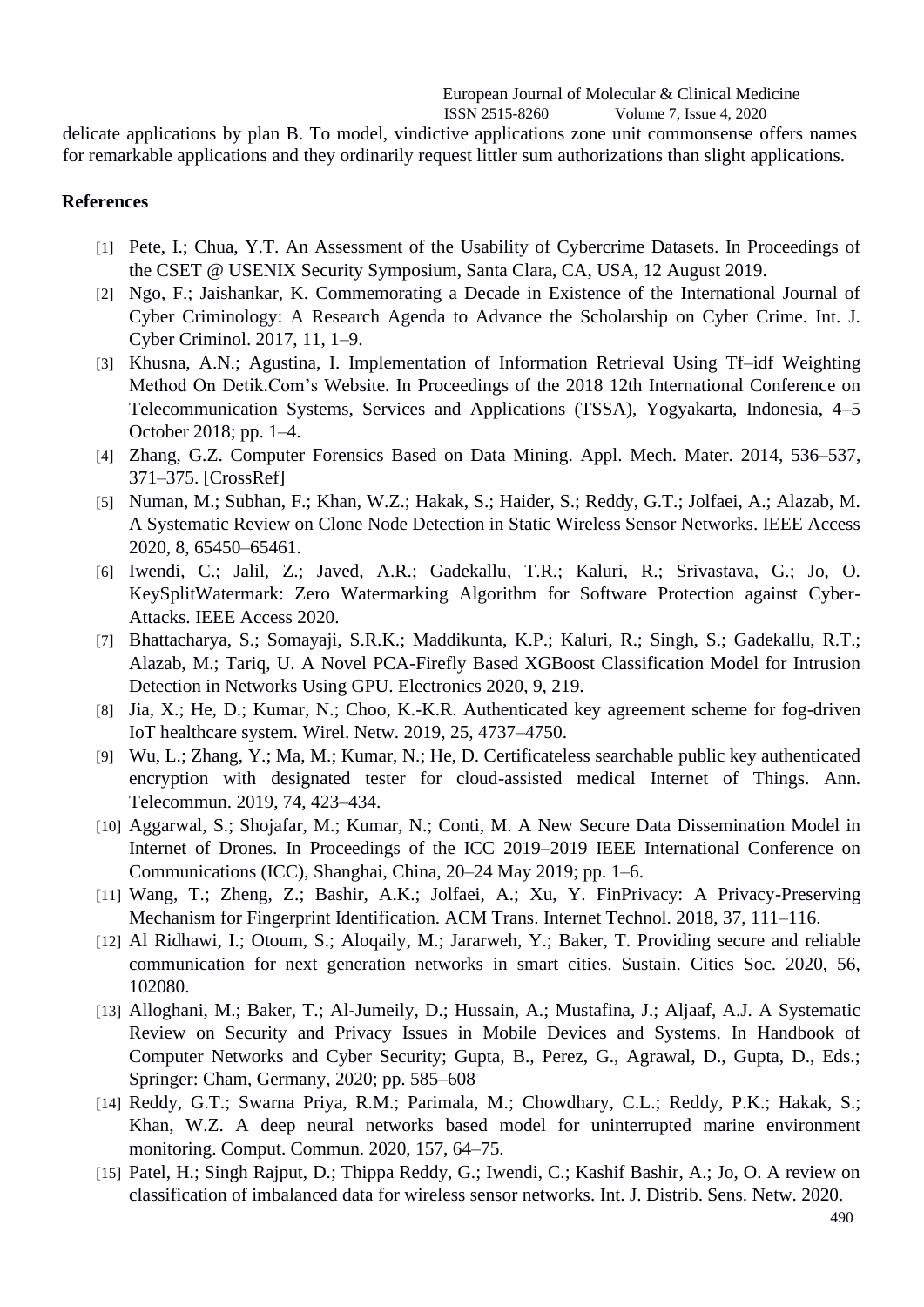delicate applications by plan B. To model, vindictive applications zone unit commonsense offers names for remarkable applications and they ordinarily request littler sum authorizations than slight applications.

## References

[1] Pete, I.; Chua, Y.T. An Assessment of the Usability of Cybercrime Datasets. In Proceedings of the CSET @ USENIX Security Symposium, Santa Clara, CA, USA, 12 August 2019.

[2] Ngo, F.; Jaishankar, K. Commemorating a Decade in Existence of the International Journal of Cyber Criminology: A Research Agenda to Advance the Scholarship on Cyber Crime. Int. J. Cyber Criminol. 2017, 11, 1–9.

[3] Khusna, A.N.; Agustina, I. Implementation of Information Retrieval Using Tf–idf Weighting Method On Detik.Com's Website. In Proceedings of the 2018 12th International Conference on Telecommunication Systems, Services and Applications (TSSA), Yogyakarta, Indonesia, 4–5 October 2018; pp. 1–4.

[4] Zhang, G.Z. Computer Forensics Based on Data Mining. Appl. Mech. Mater. 2014, 536–537, 371–375. [CrossRef]

[5] Numan, M.; Subhan, F.; Khan, W.Z.; Hakak, S.; Haider, S.; Reddy, G.T.; Jolfaei, A.; Alazab, M. A Systematic Review on Clone Node Detection in Static Wireless Sensor Networks. IEEE Access 2020, 8, 65450–65461.

[6] Iwendi, C.; Jalil, Z.; Javed, A.R.; Gadekallu, T.R.; Kaluri, R.; Srivastava, G.; Jo, O. KeySplitWatermark: Zero Watermarking Algorithm for Software Protection against Cyber-Attacks. IEEE Access 2020.

[7] Bhattacharya, S.; Somayaji, S.R.K.; Maddikunta, K.P.; Kaluri, R.; Singh, S.; Gadekallu, R.T.; Alazab, M.; Tariq, U. A Novel PCA-Firefly Based XGBoost Classification Model for Intrusion Detection in Networks Using GPU. Electronics 2020, 9, 219.

[8] Jia, X.; He, D.; Kumar, N.; Choo, K.-K.R. Authenticated key agreement scheme for fog-driven IoT healthcare system. Wirel. Netw. 2019, 25, 4737–4750.

[9] Wu, L.; Zhang, Y.; Ma, M.; Kumar, N.; He, D. Certificateless searchable public key authenticated encryption with designated tester for cloud-assisted medical Internet of Things. Ann. Telecommun. 2019, 74, 423–434.

[10] Aggarwal, S.; Shojafar, M.; Kumar, N.; Conti, M. A New Secure Data Dissemination Model in Internet of Drones. In Proceedings of the ICC 2019–2019 IEEE International Conference on Communications (ICC), Shanghai, China, 20–24 May 2019; pp. 1–6.

[11] Wang, T.; Zheng, Z.; Bashir, A.K.; Jolfaei, A.; Xu, Y. FinPrivacy: A Privacy-Preserving Mechanism for Fingerprint Identification. ACM Trans. Internet Technol. 2018, 37, 111–116.

[12] Al Ridhawi, I.; Otoum, S.; Aloqaily, M.; Jararweh, Y.; Baker, T. Providing secure and reliable communication for next generation networks in smart cities. Sustain. Cities Soc. 2020, 56, 102080.

[13] Alloghani, M.; Baker, T.; Al-Jumeily, D.; Hussain, A.; Mustafina, J.; Aljaaf, A.J. A Systematic Review on Security and Privacy Issues in Mobile Devices and Systems. In Handbook of Computer Networks and Cyber Security; Gupta, B., Perez, G., Agrawal, D., Gupta, D., Eds.; Springer: Cham, Germany, 2020; pp. 585–608

[14] Reddy, G.T.; Swarna Priya, R.M.; Parimala, M.; Chowdhary, C.L.; Reddy, P.K.; Hakak, S.; Khan, W.Z. A deep neural networks based model for uninterrupted marine environment monitoring. Comput. Commun. 2020, 157, 64–75.

[15] Patel, H.; Singh Rajput, D.; Thippa Reddy, G.; Iwendi, C.; Kashif Bashir, A.; Jo, O. A review on classification of imbalanced data for wireless sensor networks. Int. J. Distrib. Sens. Netw. 2020.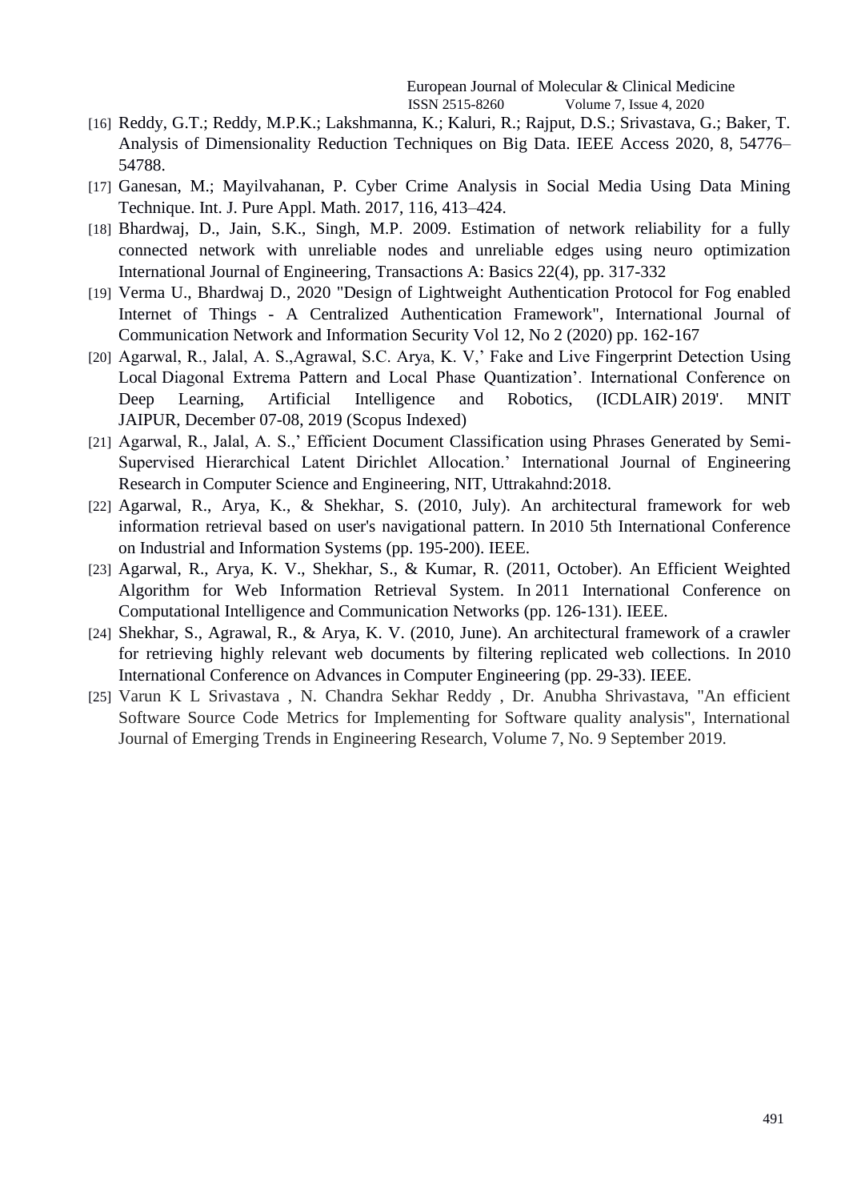[16] Reddy, G.T.; Reddy, M.P.K.; Lakshmanna, K.; Kaluri, R.; Rajput, D.S.; Srivastava, G.; Baker, T. Analysis of Dimensionality Reduction Techniques on Big Data. IEEE Access 2020, 8, 54776–54788.

[17] Ganesan, M.; Mayilvahanan, P. Cyber Crime Analysis in Social Media Using Data Mining Technique. Int. J. Pure Appl. Math. 2017, 116, 413–424.

[18] Bhardwaj, D., Jain, S.K., Singh, M.P. 2009. Estimation of network reliability for a fully connected network with unreliable nodes and unreliable edges using neuro optimization International Journal of Engineering, Transactions A: Basics 22(4), pp. 317-332

[19] Verma U., Bhardwaj D., 2020 "Design of Lightweight Authentication Protocol for Fog enabled Internet of Things - A Centralized Authentication Framework", International Journal of Communication Network and Information Security Vol 12, No 2 (2020) pp. 162-167

[20] Agarwal, R., Jalal, A. S.,Agrawal, S.C. Arya, K. V,' Fake and Live Fingerprint Detection Using Local Diagonal Extrema Pattern and Local Phase Quantization'. International Conference on Deep Learning, Artificial Intelligence and Robotics, (ICDLAIR) 2019'. MNIT JAIPUR, December 07-08, 2019 (Scopus Indexed)

[21] Agarwal, R., Jalal, A. S.,' Efficient Document Classification using Phrases Generated by Semi-Supervised Hierarchical Latent Dirichlet Allocation.' International Journal of Engineering Research in Computer Science and Engineering, NIT, Uttrakahnd:2018.

[22] Agarwal, R., Arya, K., & Shekhar, S. (2010, July). An architectural framework for web information retrieval based on user's navigational pattern. In 2010 5th International Conference on Industrial and Information Systems (pp. 195-200). IEEE.

[23] Agarwal, R., Arya, K. V., Shekhar, S., & Kumar, R. (2011, October). An Efficient Weighted Algorithm for Web Information Retrieval System. In 2011 International Conference on Computational Intelligence and Communication Networks (pp. 126-131). IEEE.

[24] Shekhar, S., Agrawal, R., & Arya, K. V. (2010, June). An architectural framework of a crawler for retrieving highly relevant web documents by filtering replicated web collections. In 2010 International Conference on Advances in Computer Engineering (pp. 29-33). IEEE.

[25] Varun K L Srivastava , N. Chandra Sekhar Reddy , Dr. Anubha Shrivastava, "An efficient Software Source Code Metrics for Implementing for Software quality analysis", International Journal of Emerging Trends in Engineering Research, Volume 7, No. 9 September 2019.